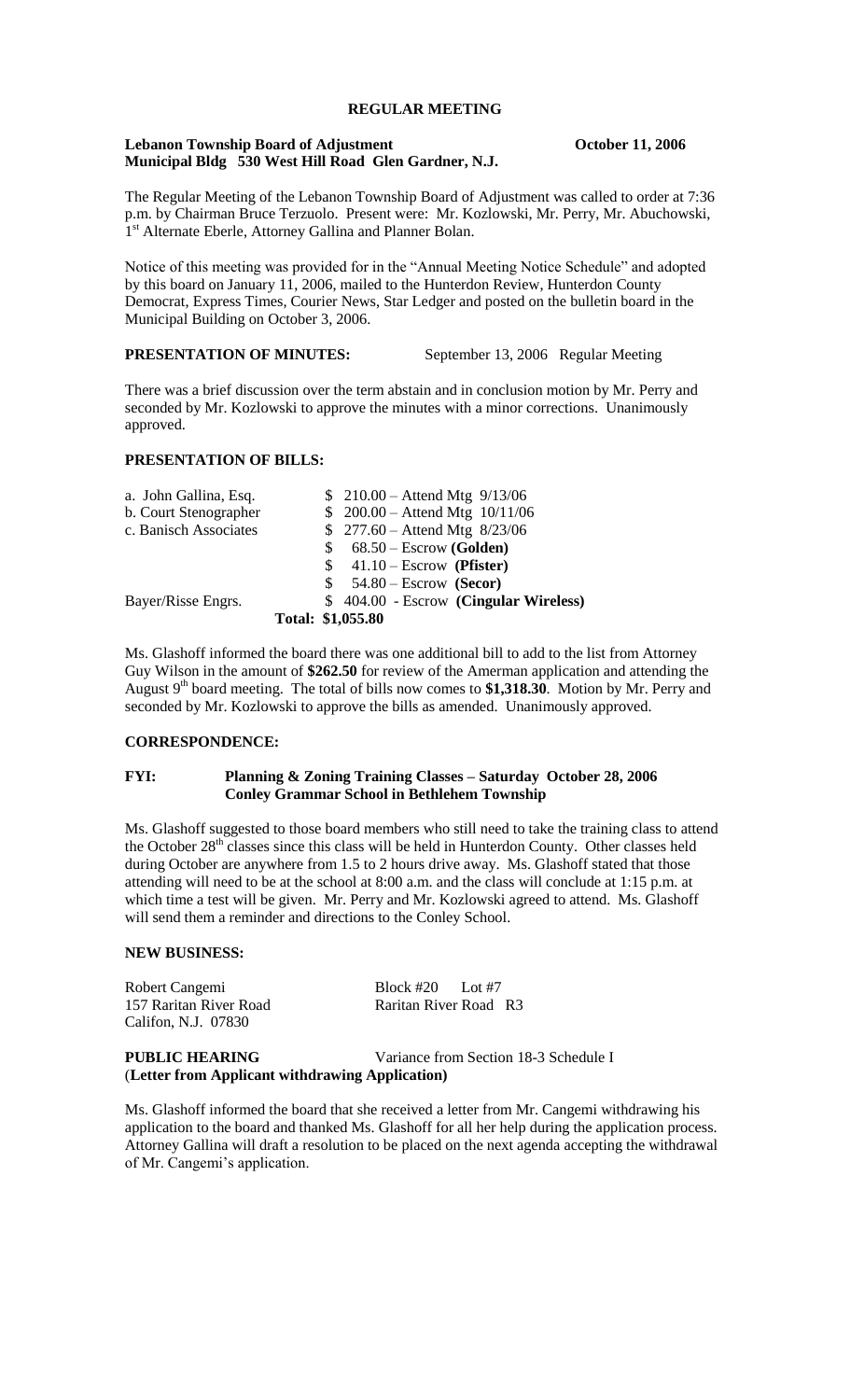# REGULAR MEETING

**Lebanon Township Board of Adjustment** **October 11, 2006**
**Municipal Bldg 530 West Hill Road Glen Gardner, N.J.**

The Regular Meeting of the Lebanon Township Board of Adjustment was called to order at 7:36 p.m. by Chairman Bruce Terzuolo. Present were: Mr. Kozlowski, Mr. Perry, Mr. Abuchowski, 1st Alternate Eberle, Attorney Gallina and Planner Bolan.

Notice of this meeting was provided for in the "Annual Meeting Notice Schedule" and adopted by this board on January 11, 2006, mailed to the Hunterdon Review, Hunterdon County Democrat, Express Times, Courier News, Star Ledger and posted on the bulletin board in the Municipal Building on October 3, 2006.

**PRESENTATION OF MINUTES:** September 13, 2006 Regular Meeting

There was a brief discussion over the term abstain and in conclusion motion by Mr. Perry and seconded by Mr. Kozlowski to approve the minutes with a minor corrections. Unanimously approved.

**PRESENTATION OF BILLS:**

| | |
|---|---|
| a. John Gallina, Esq. | \$ 210.00 – Attend Mtg 9/13/06 |
| b. Court Stenographer | \$ 200.00 – Attend Mtg 10/11/06 |
| c. Banisch Associates | \$ 277.60 – Attend Mtg 8/23/06 |
| | \$ 68.50 – Escrow **(Golden)** |
| | \$ 41.10 – Escrow **(Pfister)** |
| | \$ 54.80 – Escrow **(Secor)** |
| Bayer/Risse Engrs. | \$ 404.00 - Escrow **(Cingular Wireless)** |
| | **Total: \$1,055.80** |

Ms. Glashoff informed the board there was one additional bill to add to the list from Attorney Guy Wilson in the amount of **\$262.50** for review of the Amerman application and attending the August 9th board meeting. The total of bills now comes to **\$1,318.30**. Motion by Mr. Perry and seconded by Mr. Kozlowski to approve the bills as amended. Unanimously approved.

**CORRESPONDENCE:**

**FYI: Planning & Zoning Training Classes – Saturday October 28, 2006**
**Conley Grammar School in Bethlehem Township**

Ms. Glashoff suggested to those board members who still need to take the training class to attend the October 28th classes since this class will be held in Hunterdon County. Other classes held during October are anywhere from 1.5 to 2 hours drive away. Ms. Glashoff stated that those attending will need to be at the school at 8:00 a.m. and the class will conclude at 1:15 p.m. at which time a test will be given. Mr. Perry and Mr. Kozlowski agreed to attend. Ms. Glashoff will send them a reminder and directions to the Conley School.

**NEW BUSINESS:**

Robert Cangemi — Block #20 Lot #7
157 Raritan River Road — Raritan River Road R3
Califon, N.J. 07830

**PUBLIC HEARING** — Variance from Section 18-3 Schedule I
(**Letter from Applicant withdrawing Application)**

Ms. Glashoff informed the board that she received a letter from Mr. Cangemi withdrawing his application to the board and thanked Ms. Glashoff for all her help during the application process. Attorney Gallina will draft a resolution to be placed on the next agenda accepting the withdrawal of Mr. Cangemi's application.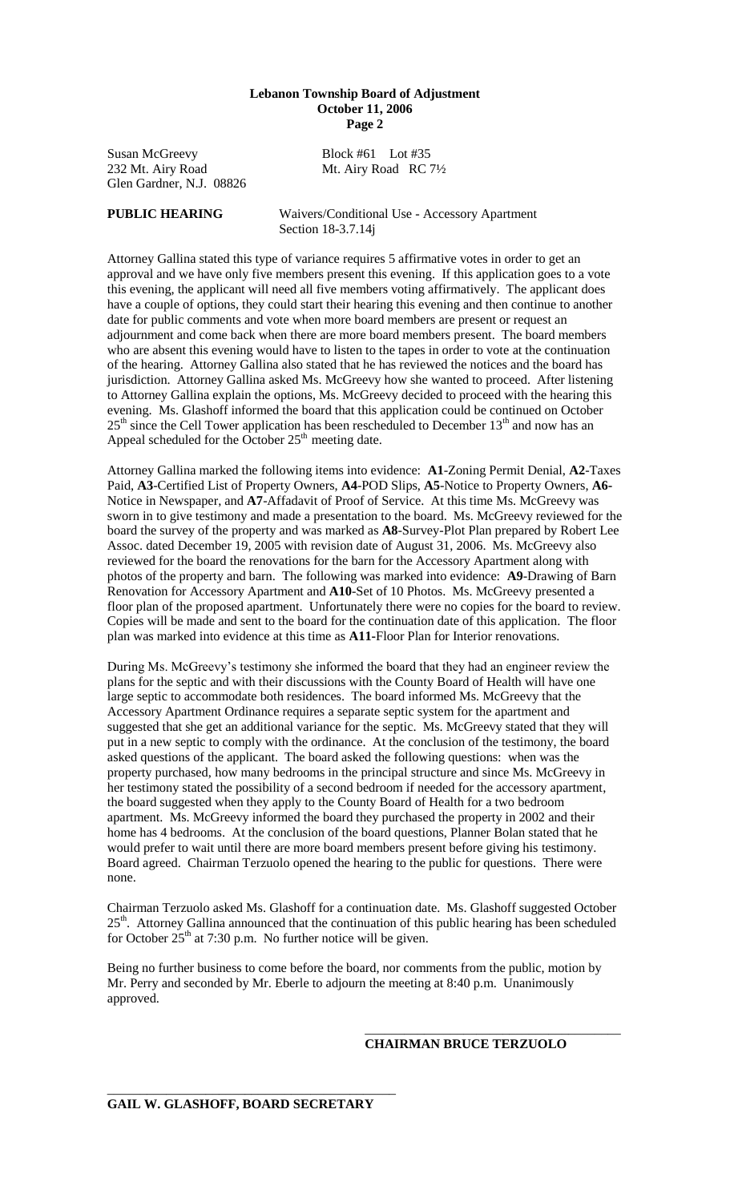Susan McGreevy
232 Mt. Airy Road
Glen Gardner, N.J. 08826

Block #61 Lot #35
Mt. Airy Road RC 7½

**PUBLIC HEARING** Waivers/Conditional Use - Accessory Apartment Section 18-3.7.14j

Attorney Gallina stated this type of variance requires 5 affirmative votes in order to get an approval and we have only five members present this evening. If this application goes to a vote this evening, the applicant will need all five members voting affirmatively. The applicant does have a couple of options, they could start their hearing this evening and then continue to another date for public comments and vote when more board members are present or request an adjournment and come back when there are more board members present. The board members who are absent this evening would have to listen to the tapes in order to vote at the continuation of the hearing. Attorney Gallina also stated that he has reviewed the notices and the board has jurisdiction. Attorney Gallina asked Ms. McGreevy how she wanted to proceed. After listening to Attorney Gallina explain the options, Ms. McGreevy decided to proceed with the hearing this evening. Ms. Glashoff informed the board that this application could be continued on October 25th since the Cell Tower application has been rescheduled to December 13th and now has an Appeal scheduled for the October 25th meeting date.

Attorney Gallina marked the following items into evidence: **A1**-Zoning Permit Denial, **A2**-Taxes Paid, **A3**-Certified List of Property Owners, **A4**-POD Slips, **A5**-Notice to Property Owners, **A6**-Notice in Newspaper, and **A7**-Affadavit of Proof of Service. At this time Ms. McGreevy was sworn in to give testimony and made a presentation to the board. Ms. McGreevy reviewed for the board the survey of the property and was marked as **A8**-Survey-Plot Plan prepared by Robert Lee Assoc. dated December 19, 2005 with revision date of August 31, 2006. Ms. McGreevy also reviewed for the board the renovations for the barn for the Accessory Apartment along with photos of the property and barn. The following was marked into evidence: **A9**-Drawing of Barn Renovation for Accessory Apartment and **A10**-Set of 10 Photos. Ms. McGreevy presented a floor plan of the proposed apartment. Unfortunately there were no copies for the board to review. Copies will be made and sent to the board for the continuation date of this application. The floor plan was marked into evidence at this time as **A11**-Floor Plan for Interior renovations.

During Ms. McGreevy's testimony she informed the board that they had an engineer review the plans for the septic and with their discussions with the County Board of Health will have one large septic to accommodate both residences. The board informed Ms. McGreevy that the Accessory Apartment Ordinance requires a separate septic system for the apartment and suggested that she get an additional variance for the septic. Ms. McGreevy stated that they will put in a new septic to comply with the ordinance. At the conclusion of the testimony, the board asked questions of the applicant. The board asked the following questions: when was the property purchased, how many bedrooms in the principal structure and since Ms. McGreevy in her testimony stated the possibility of a second bedroom if needed for the accessory apartment, the board suggested when they apply to the County Board of Health for a two bedroom apartment. Ms. McGreevy informed the board they purchased the property in 2002 and their home has 4 bedrooms. At the conclusion of the board questions, Planner Bolan stated that he would prefer to wait until there are more board members present before giving his testimony. Board agreed. Chairman Terzuolo opened the hearing to the public for questions. There were none.

Chairman Terzuolo asked Ms. Glashoff for a continuation date. Ms. Glashoff suggested October 25th. Attorney Gallina announced that the continuation of this public hearing has been scheduled for October 25th at 7:30 p.m. No further notice will be given.

Being no further business to come before the board, nor comments from the public, motion by Mr. Perry and seconded by Mr. Eberle to adjourn the meeting at 8:40 p.m. Unanimously approved.

\_\_\_\_\_\_\_\_\_\_\_\_\_\_\_\_\_\_\_\_\_\_\_\_\_\_\_\_\_\_\_\_\_\_\_\_\_\_\_\_
**CHAIRMAN BRUCE TERZUOLO**

\_\_\_\_\_\_\_\_\_\_\_\_\_\_\_\_\_\_\_\_\_\_\_\_\_\_\_\_\_\_\_\_\_\_\_\_\_\_\_\_
**GAIL W. GLASHOFF, BOARD SECRETARY**